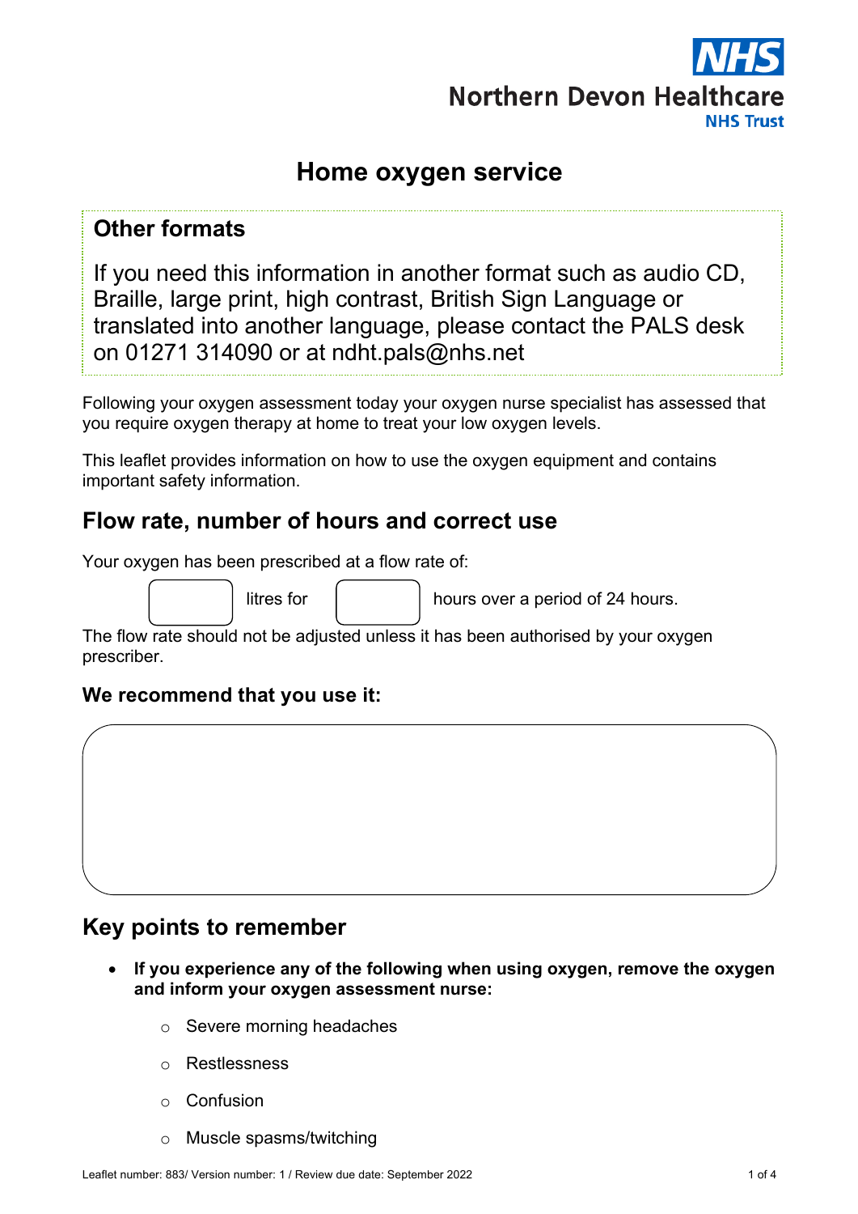Northern Devon Healthcare NHS Trust

# Home oxygen service

## Other formats

If you need this information in another format such as audio CD, Braille, large print, high contrast, British Sign Language or translated into another language, please contact the PALS desk on 01271 314090 or at ndht.pals@nhs.net

Following your oxygen assessment today your oxygen nurse specialist has assessed that you require oxygen therapy at home to treat your low oxygen levels.

This leaflet provides information on how to use the oxygen equipment and contains important safety information.

## Flow rate, number of hours and correct use

Your oxygen has been prescribed at a flow rate of:

[ ] litres for [ ] hours over a period of 24 hours.

The flow rate should not be adjusted unless it has been authorised by your oxygen prescriber.

### We recommend that you use it:

## Key points to remember

- **If you experience any of the following when using oxygen, remove the oxygen and inform your oxygen assessment nurse:**
  - Severe morning headaches
  - Restlessness
  - Confusion
  - Muscle spasms/twitching

Leaflet number: 883/ Version number: 1 / Review due date: September 2022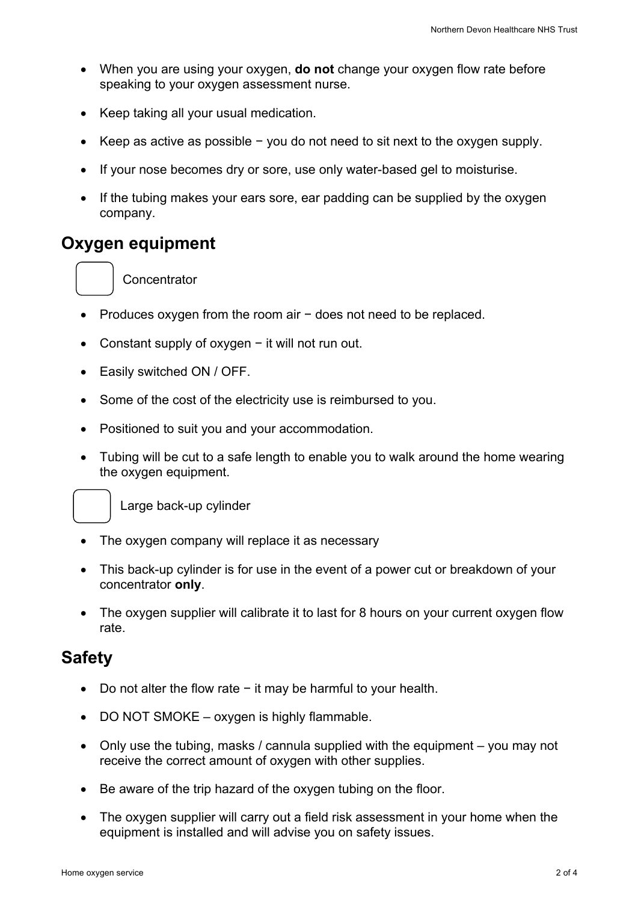- When you are using your oxygen, **do not** change your oxygen flow rate before speaking to your oxygen assessment nurse.
- Keep taking all your usual medication.
- Keep as active as possible − you do not need to sit next to the oxygen supply.
- If your nose becomes dry or sore, use only water-based gel to moisturise.
- If the tubing makes your ears sore, ear padding can be supplied by the oxygen company.

## Oxygen equipment

☐ Concentrator

- Produces oxygen from the room air − does not need to be replaced.
- Constant supply of oxygen − it will not run out.
- Easily switched ON / OFF.
- Some of the cost of the electricity use is reimbursed to you.
- Positioned to suit you and your accommodation.
- Tubing will be cut to a safe length to enable you to walk around the home wearing the oxygen equipment.

☐ Large back-up cylinder

- The oxygen company will replace it as necessary
- This back-up cylinder is for use in the event of a power cut or breakdown of your concentrator **only**.
- The oxygen supplier will calibrate it to last for 8 hours on your current oxygen flow rate.

## Safety

- Do not alter the flow rate − it may be harmful to your health.
- DO NOT SMOKE – oxygen is highly flammable.
- Only use the tubing, masks / cannula supplied with the equipment – you may not receive the correct amount of oxygen with other supplies.
- Be aware of the trip hazard of the oxygen tubing on the floor.
- The oxygen supplier will carry out a field risk assessment in your home when the equipment is installed and will advise you on safety issues.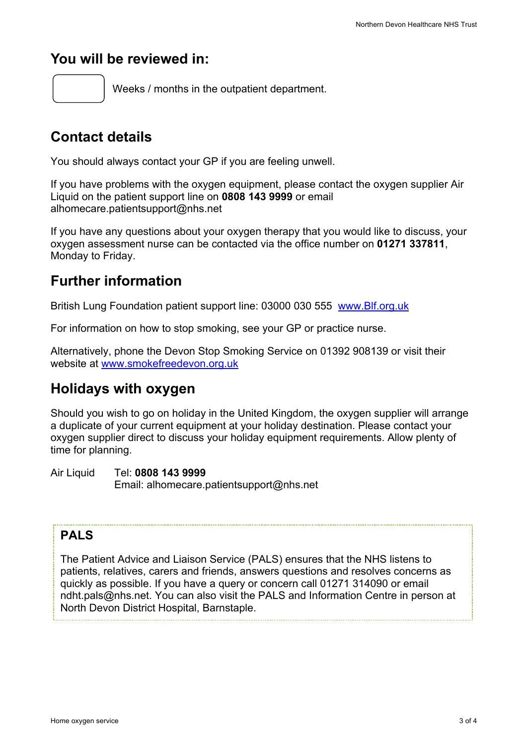## You will be reviewed in:

[ ] Weeks / months in the outpatient department.

## Contact details

You should always contact your GP if you are feeling unwell.

If you have problems with the oxygen equipment, please contact the oxygen supplier Air Liquid on the patient support line on **0808 143 9999** or email alhomecare.patientsupport@nhs.net

If you have any questions about your oxygen therapy that you would like to discuss, your oxygen assessment nurse can be contacted via the office number on **01271 337811**, Monday to Friday.

## Further information

British Lung Foundation patient support line: 03000 030 555 [www.Blf.org.uk](http://www.Blf.org.uk)

For information on how to stop smoking, see your GP or practice nurse.

Alternatively, phone the Devon Stop Smoking Service on 01392 908139 or visit their website at [www.smokefreedevon.org.uk](http://www.smokefreedevon.org.uk)

## Holidays with oxygen

Should you wish to go on holiday in the United Kingdom, the oxygen supplier will arrange a duplicate of your current equipment at your holiday destination. Please contact your oxygen supplier direct to discuss your holiday equipment requirements. Allow plenty of time for planning.

Air Liquid  Tel: **0808 143 9999**
Email: alhomecare.patientsupport@nhs.net

### PALS

The Patient Advice and Liaison Service (PALS) ensures that the NHS listens to patients, relatives, carers and friends, answers questions and resolves concerns as quickly as possible. If you have a query or concern call 01271 314090 or email ndht.pals@nhs.net. You can also visit the PALS and Information Centre in person at North Devon District Hospital, Barnstaple.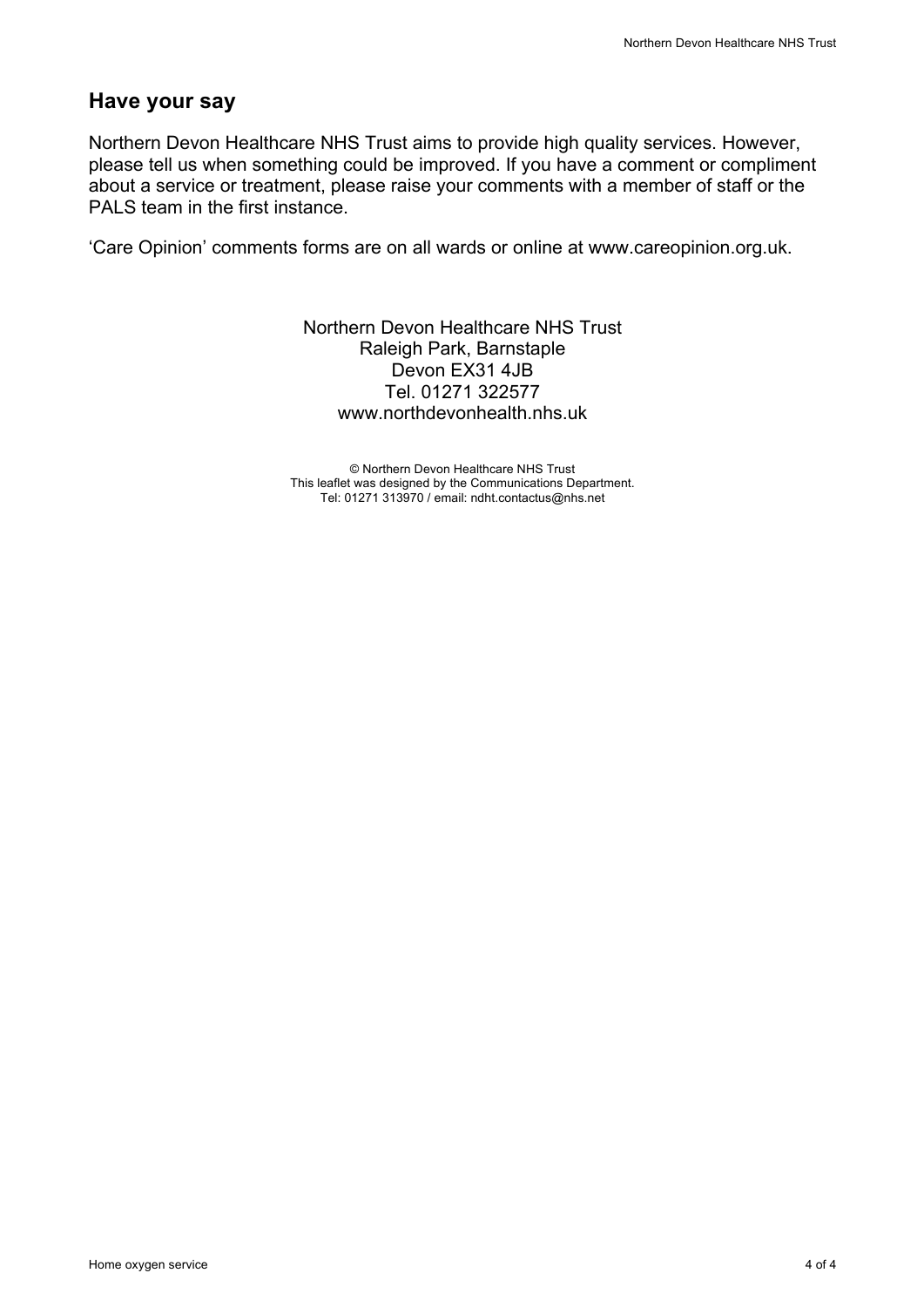## Have your say

Northern Devon Healthcare NHS Trust aims to provide high quality services. However, please tell us when something could be improved. If you have a comment or compliment about a service or treatment, please raise your comments with a member of staff or the PALS team in the first instance.

'Care Opinion' comments forms are on all wards or online at www.careopinion.org.uk.

Northern Devon Healthcare NHS Trust
Raleigh Park, Barnstaple
Devon EX31 4JB
Tel. 01271 322577
www.northdevonhealth.nhs.uk

© Northern Devon Healthcare NHS Trust
This leaflet was designed by the Communications Department.
Tel: 01271 313970 / email: ndht.contactus@nhs.net